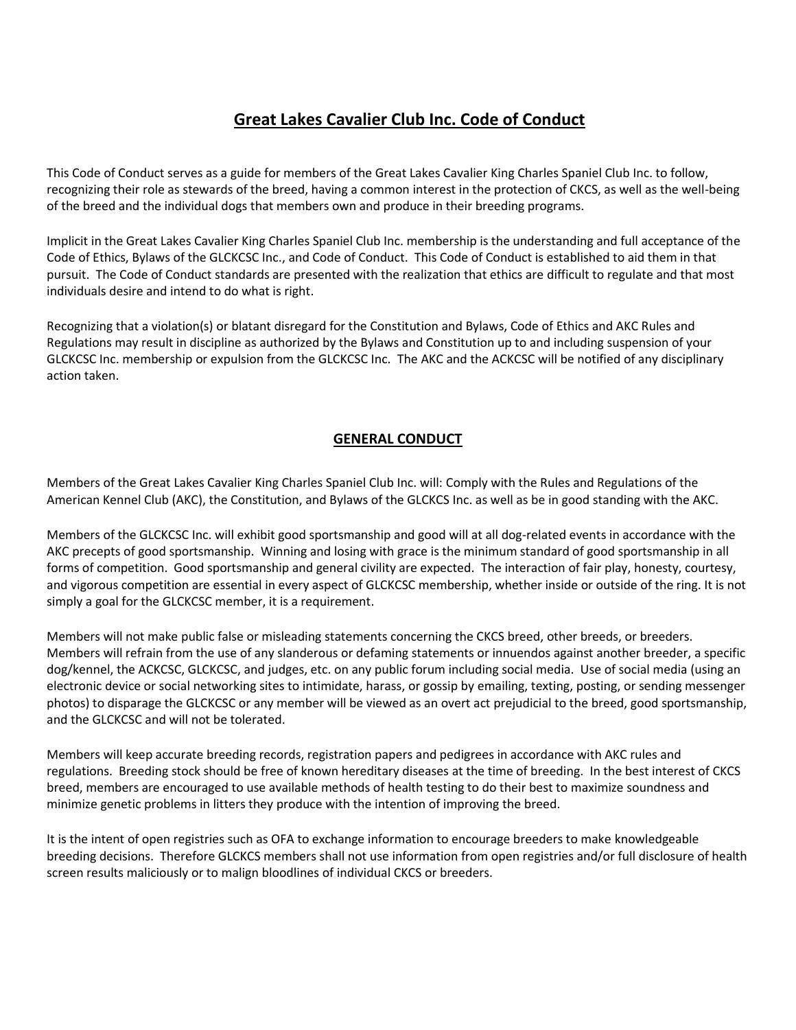# Great Lakes Cavalier Club Inc. Code of Conduct

This Code of Conduct serves as a guide for members of the Great Lakes Cavalier King Charles Spaniel Club Inc. to follow, recognizing their role as stewards of the breed, having a common interest in the protection of CKCS, as well as the well-being of the breed and the individual dogs that members own and produce in their breeding programs.

Implicit in the Great Lakes Cavalier King Charles Spaniel Club Inc. membership is the understanding and full acceptance of the Code of Ethics, Bylaws of the GLCKCSC Inc., and Code of Conduct. This Code of Conduct is established to aid them in that pursuit. The Code of Conduct standards are presented with the realization that ethics are difficult to regulate and that most individuals desire and intend to do what is right.

Recognizing that a violation(s) or blatant disregard for the Constitution and Bylaws, Code of Ethics and AKC Rules and Regulations may result in discipline as authorized by the Bylaws and Constitution up to and including suspension of your GLCKCSC Inc. membership or expulsion from the GLCKCSC Inc. The AKC and the ACKCSC will be notified of any disciplinary action taken.

## GENERAL CONDUCT

Members of the Great Lakes Cavalier King Charles Spaniel Club Inc. will: Comply with the Rules and Regulations of the American Kennel Club (AKC), the Constitution, and Bylaws of the GLCKCS Inc. as well as be in good standing with the AKC.

Members of the GLCKCSC Inc. will exhibit good sportsmanship and good will at all dog-related events in accordance with the AKC precepts of good sportsmanship. Winning and losing with grace is the minimum standard of good sportsmanship in all forms of competition. Good sportsmanship and general civility are expected. The interaction of fair play, honesty, courtesy, and vigorous competition are essential in every aspect of GLCKCSC membership, whether inside or outside of the ring. It is not simply a goal for the GLCKCSC member, it is a requirement.

Members will not make public false or misleading statements concerning the CKCS breed, other breeds, or breeders. Members will refrain from the use of any slanderous or defaming statements or innuendos against another breeder, a specific dog/kennel, the ACKCSC, GLCKCSC, and judges, etc. on any public forum including social media. Use of social media (using an electronic device or social networking sites to intimidate, harass, or gossip by emailing, texting, posting, or sending messenger photos) to disparage the GLCKCSC or any member will be viewed as an overt act prejudicial to the breed, good sportsmanship, and the GLCKCSC and will not be tolerated.

Members will keep accurate breeding records, registration papers and pedigrees in accordance with AKC rules and regulations. Breeding stock should be free of known hereditary diseases at the time of breeding. In the best interest of CKCS breed, members are encouraged to use available methods of health testing to do their best to maximize soundness and minimize genetic problems in litters they produce with the intention of improving the breed.

It is the intent of open registries such as OFA to exchange information to encourage breeders to make knowledgeable breeding decisions. Therefore GLCKCS members shall not use information from open registries and/or full disclosure of health screen results maliciously or to malign bloodlines of individual CKCS or breeders.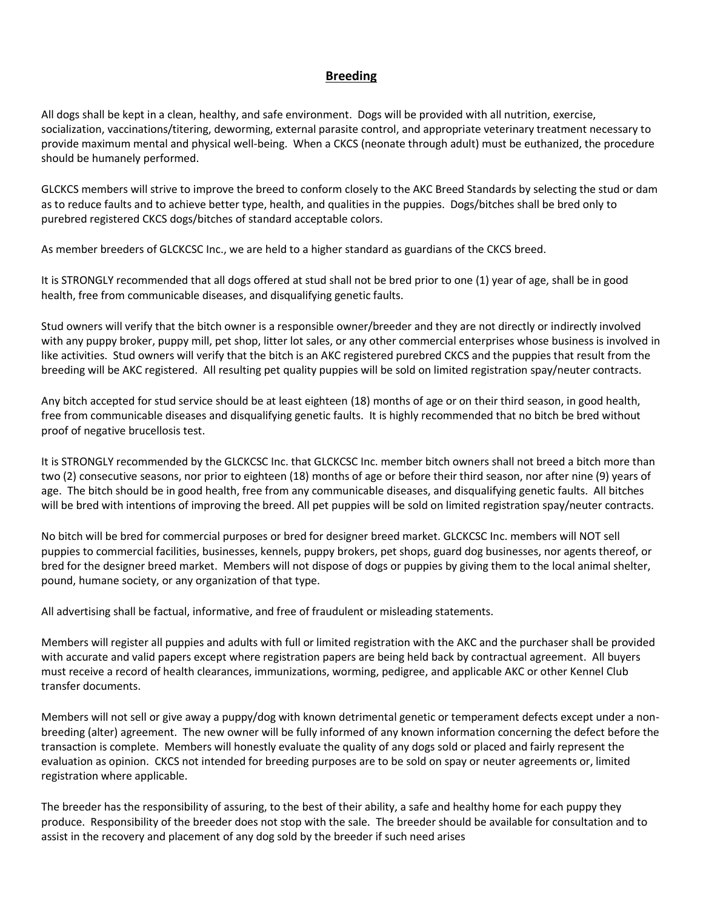## Breeding

All dogs shall be kept in a clean, healthy, and safe environment. Dogs will be provided with all nutrition, exercise, socialization, vaccinations/titering, deworming, external parasite control, and appropriate veterinary treatment necessary to provide maximum mental and physical well-being. When a CKCS (neonate through adult) must be euthanized, the procedure should be humanely performed.

GLCKCS members will strive to improve the breed to conform closely to the AKC Breed Standards by selecting the stud or dam as to reduce faults and to achieve better type, health, and qualities in the puppies. Dogs/bitches shall be bred only to purebred registered CKCS dogs/bitches of standard acceptable colors.

As member breeders of GLCKCSC Inc., we are held to a higher standard as guardians of the CKCS breed.

It is STRONGLY recommended that all dogs offered at stud shall not be bred prior to one (1) year of age, shall be in good health, free from communicable diseases, and disqualifying genetic faults.

Stud owners will verify that the bitch owner is a responsible owner/breeder and they are not directly or indirectly involved with any puppy broker, puppy mill, pet shop, litter lot sales, or any other commercial enterprises whose business is involved in like activities. Stud owners will verify that the bitch is an AKC registered purebred CKCS and the puppies that result from the breeding will be AKC registered. All resulting pet quality puppies will be sold on limited registration spay/neuter contracts.

Any bitch accepted for stud service should be at least eighteen (18) months of age or on their third season, in good health, free from communicable diseases and disqualifying genetic faults. It is highly recommended that no bitch be bred without proof of negative brucellosis test.

It is STRONGLY recommended by the GLCKCSC Inc. that GLCKCSC Inc. member bitch owners shall not breed a bitch more than two (2) consecutive seasons, nor prior to eighteen (18) months of age or before their third season, nor after nine (9) years of age. The bitch should be in good health, free from any communicable diseases, and disqualifying genetic faults. All bitches will be bred with intentions of improving the breed. All pet puppies will be sold on limited registration spay/neuter contracts.

No bitch will be bred for commercial purposes or bred for designer breed market. GLCKCSC Inc. members will NOT sell puppies to commercial facilities, businesses, kennels, puppy brokers, pet shops, guard dog businesses, nor agents thereof, or bred for the designer breed market. Members will not dispose of dogs or puppies by giving them to the local animal shelter, pound, humane society, or any organization of that type.

All advertising shall be factual, informative, and free of fraudulent or misleading statements.

Members will register all puppies and adults with full or limited registration with the AKC and the purchaser shall be provided with accurate and valid papers except where registration papers are being held back by contractual agreement. All buyers must receive a record of health clearances, immunizations, worming, pedigree, and applicable AKC or other Kennel Club transfer documents.

Members will not sell or give away a puppy/dog with known detrimental genetic or temperament defects except under a non-breeding (alter) agreement. The new owner will be fully informed of any known information concerning the defect before the transaction is complete. Members will honestly evaluate the quality of any dogs sold or placed and fairly represent the evaluation as opinion. CKCS not intended for breeding purposes are to be sold on spay or neuter agreements or, limited registration where applicable.

The breeder has the responsibility of assuring, to the best of their ability, a safe and healthy home for each puppy they produce. Responsibility of the breeder does not stop with the sale. The breeder should be available for consultation and to assist in the recovery and placement of any dog sold by the breeder if such need arises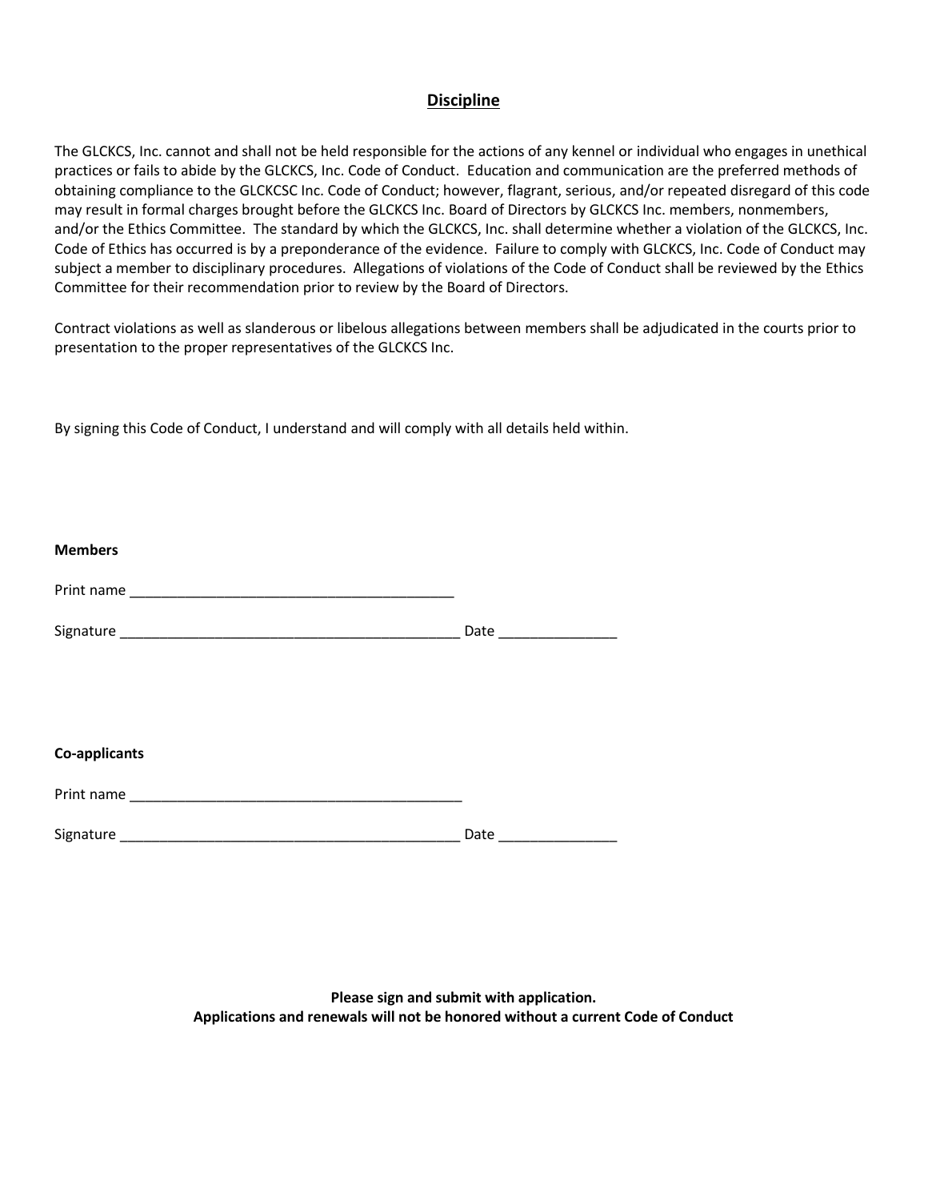## Discipline

The GLCKCS, Inc. cannot and shall not be held responsible for the actions of any kennel or individual who engages in unethical practices or fails to abide by the GLCKCS, Inc. Code of Conduct. Education and communication are the preferred methods of obtaining compliance to the GLCKCSC Inc. Code of Conduct; however, flagrant, serious, and/or repeated disregard of this code may result in formal charges brought before the GLCKCS Inc. Board of Directors by GLCKCS Inc. members, nonmembers, and/or the Ethics Committee. The standard by which the GLCKCS, Inc. shall determine whether a violation of the GLCKCS, Inc. Code of Ethics has occurred is by a preponderance of the evidence. Failure to comply with GLCKCS, Inc. Code of Conduct may subject a member to disciplinary procedures. Allegations of violations of the Code of Conduct shall be reviewed by the Ethics Committee for their recommendation prior to review by the Board of Directors.

Contract violations as well as slanderous or libelous allegations between members shall be adjudicated in the courts prior to presentation to the proper representatives of the GLCKCS Inc.

By signing this Code of Conduct, I understand and will comply with all details held within.

**Members**

Print name ___________________________________________

Signature _____________________________________________ Date _______________

**Co-applicants**

Print name ____________________________________________

Signature _____________________________________________ Date _______________

**Please sign and submit with application.**
**Applications and renewals will not be honored without a current Code of Conduct**